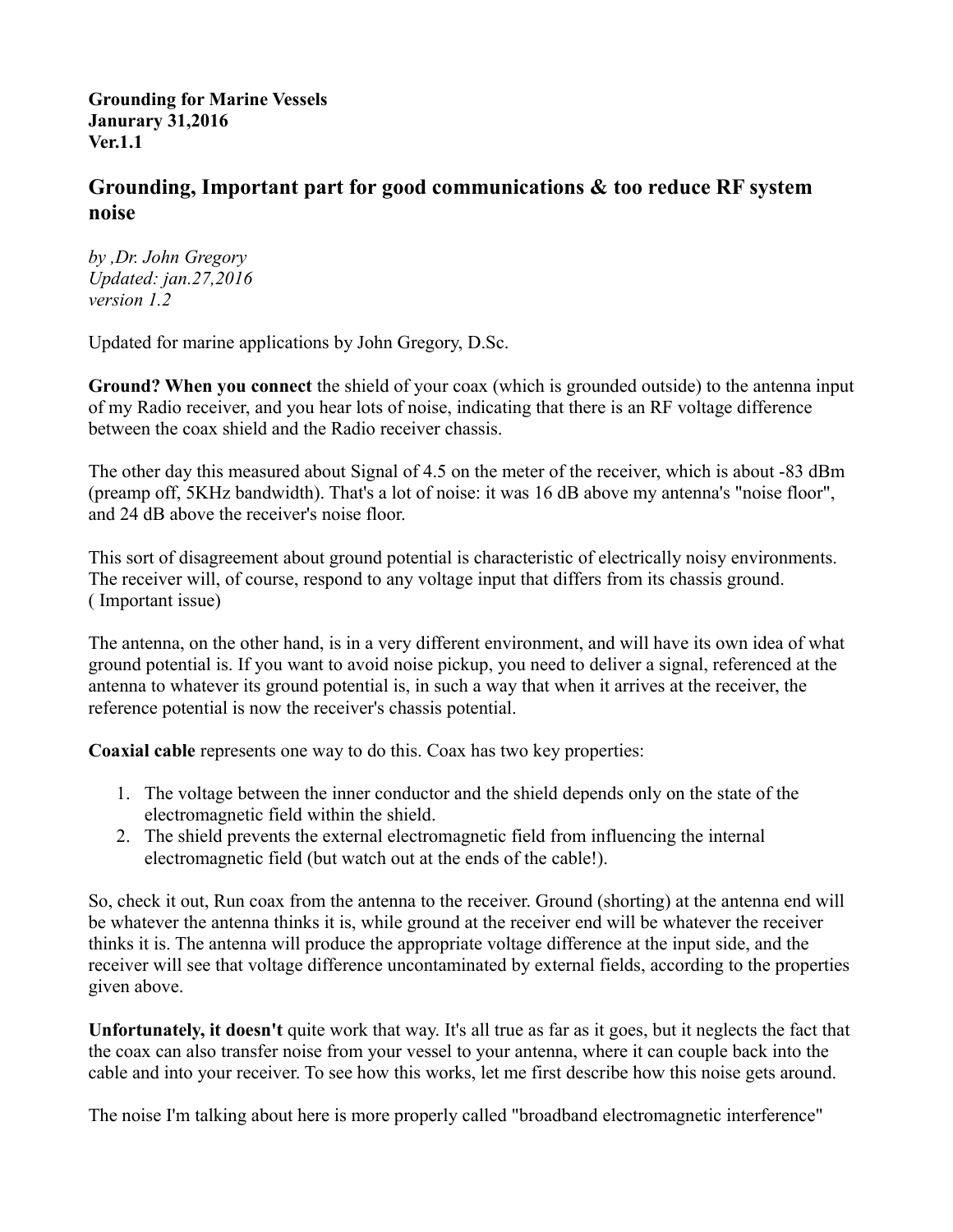**Grounding for Marine Vessels**
**Janurary 31,2016**
**Ver.1.1**

## Grounding, Important part for good communications & too reduce RF system noise

*by ,Dr. John Gregory*
*Updated: jan.27,2016*
*version 1.2*

Updated for marine applications by John Gregory, D.Sc.

**Ground? When you connect** the shield of your coax (which is grounded outside) to the antenna input of my Radio receiver, and you hear lots of noise, indicating that there is an RF voltage difference between the coax shield and the Radio receiver chassis.

The other day this measured about Signal of 4.5 on the meter of the receiver, which is about -83 dBm (preamp off, 5KHz bandwidth). That's a lot of noise: it was 16 dB above my antenna's "noise floor", and 24 dB above the receiver's noise floor.

This sort of disagreement about ground potential is characteristic of electrically noisy environments. The receiver will, of course, respond to any voltage input that differs from its chassis ground. ( Important issue)

The antenna, on the other hand, is in a very different environment, and will have its own idea of what ground potential is. If you want to avoid noise pickup, you need to deliver a signal, referenced at the antenna to whatever its ground potential is, in such a way that when it arrives at the receiver, the reference potential is now the receiver's chassis potential.

**Coaxial cable** represents one way to do this. Coax has two key properties:

1. The voltage between the inner conductor and the shield depends only on the state of the electromagnetic field within the shield.
2. The shield prevents the external electromagnetic field from influencing the internal electromagnetic field (but watch out at the ends of the cable!).

So, check it out, Run coax from the antenna to the receiver. Ground (shorting) at the antenna end will be whatever the antenna thinks it is, while ground at the receiver end will be whatever the receiver thinks it is. The antenna will produce the appropriate voltage difference at the input side, and the receiver will see that voltage difference uncontaminated by external fields, according to the properties given above.

**Unfortunately, it doesn't** quite work that way. It's all true as far as it goes, but it neglects the fact that the coax can also transfer noise from your vessel to your antenna, where it can couple back into the cable and into your receiver. To see how this works, let me first describe how this noise gets around.

The noise I'm talking about here is more properly called "broadband electromagnetic interference"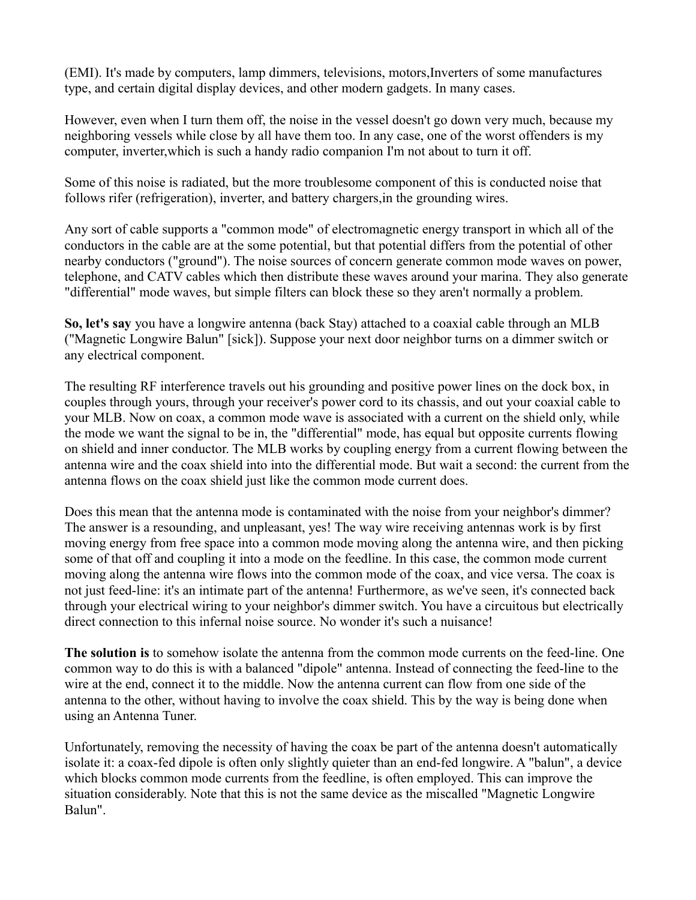(EMI). It's made by computers, lamp dimmers, televisions, motors,Inverters of some manufactures type, and certain digital display devices, and other modern gadgets. In many cases.

However, even when I turn them off, the noise in the vessel doesn't go down very much, because my neighboring vessels while close by all have them too. In any case, one of the worst offenders is my computer, inverter,which is such a handy radio companion I'm not about to turn it off.

Some of this noise is radiated, but the more troublesome component of this is conducted noise that follows rifer (refrigeration), inverter, and battery chargers,in the grounding wires.

Any sort of cable supports a "common mode" of electromagnetic energy transport in which all of the conductors in the cable are at the some potential, but that potential differs from the potential of other nearby conductors ("ground"). The noise sources of concern generate common mode waves on power, telephone, and CATV cables which then distribute these waves around your marina. They also generate "differential" mode waves, but simple filters can block these so they aren't normally a problem.

**So, let's say** you have a longwire antenna (back Stay) attached to a coaxial cable through an MLB ("Magnetic Longwire Balun" [sick]). Suppose your next door neighbor turns on a dimmer switch or any electrical component.

The resulting RF interference travels out his grounding and positive power lines on the dock box, in couples through yours, through your receiver's power cord to its chassis, and out your coaxial cable to your MLB. Now on coax, a common mode wave is associated with a current on the shield only, while the mode we want the signal to be in, the "differential" mode, has equal but opposite currents flowing on shield and inner conductor. The MLB works by coupling energy from a current flowing between the antenna wire and the coax shield into into the differential mode. But wait a second: the current from the antenna flows on the coax shield just like the common mode current does.

Does this mean that the antenna mode is contaminated with the noise from your neighbor's dimmer? The answer is a resounding, and unpleasant, yes! The way wire receiving antennas work is by first moving energy from free space into a common mode moving along the antenna wire, and then picking some of that off and coupling it into a mode on the feedline. In this case, the common mode current moving along the antenna wire flows into the common mode of the coax, and vice versa. The coax is not just feed-line: it's an intimate part of the antenna! Furthermore, as we've seen, it's connected back through your electrical wiring to your neighbor's dimmer switch. You have a circuitous but electrically direct connection to this infernal noise source. No wonder it's such a nuisance!

**The solution is** to somehow isolate the antenna from the common mode currents on the feed-line. One common way to do this is with a balanced "dipole" antenna. Instead of connecting the feed-line to the wire at the end, connect it to the middle. Now the antenna current can flow from one side of the antenna to the other, without having to involve the coax shield. This by the way is being done when using an Antenna Tuner.

Unfortunately, removing the necessity of having the coax be part of the antenna doesn't automatically isolate it: a coax-fed dipole is often only slightly quieter than an end-fed longwire. A "balun", a device which blocks common mode currents from the feedline, is often employed. This can improve the situation considerably. Note that this is not the same device as the miscalled "Magnetic Longwire Balun".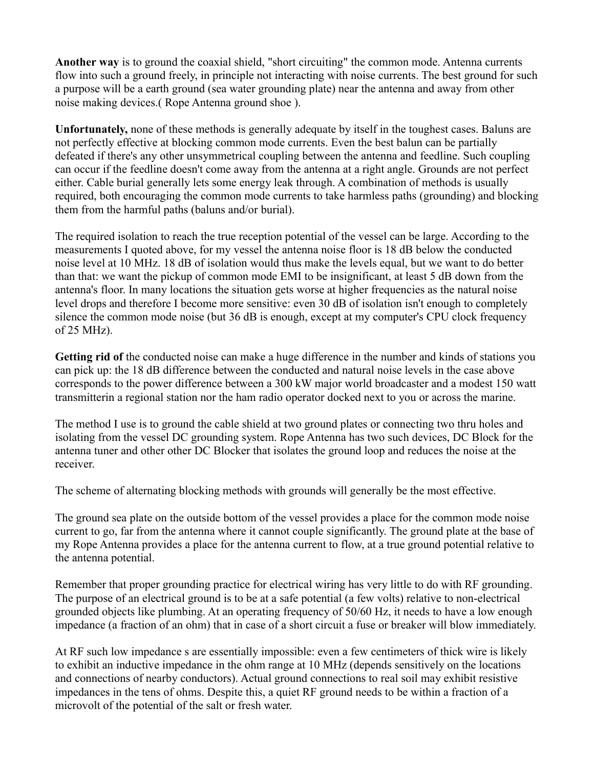**Another way** is to ground the coaxial shield, "short circuiting" the common mode. Antenna currents flow into such a ground freely, in principle not interacting with noise currents. The best ground for such a purpose will be a earth ground (sea water grounding plate) near the antenna and away from other noise making devices.( Rope Antenna ground shoe ).

**Unfortunately,** none of these methods is generally adequate by itself in the toughest cases. Baluns are not perfectly effective at blocking common mode currents. Even the best balun can be partially defeated if there's any other unsymmetrical coupling between the antenna and feedline. Such coupling can occur if the feedline doesn't come away from the antenna at a right angle. Grounds are not perfect either. Cable burial generally lets some energy leak through. A combination of methods is usually required, both encouraging the common mode currents to take harmless paths (grounding) and blocking them from the harmful paths (baluns and/or burial).

The required isolation to reach the true reception potential of the vessel can be large. According to the measurements I quoted above, for my vessel the antenna noise floor is 18 dB below the conducted noise level at 10 MHz. 18 dB of isolation would thus make the levels equal, but we want to do better than that: we want the pickup of common mode EMI to be insignificant, at least 5 dB down from the antenna's floor. In many locations the situation gets worse at higher frequencies as the natural noise level drops and therefore I become more sensitive: even 30 dB of isolation isn't enough to completely silence the common mode noise (but 36 dB is enough, except at my computer's CPU clock frequency of 25 MHz).

**Getting rid of** the conducted noise can make a huge difference in the number and kinds of stations you can pick up: the 18 dB difference between the conducted and natural noise levels in the case above corresponds to the power difference between a 300 kW major world broadcaster and a modest 150 watt transmitterin a regional station nor the ham radio operator docked next to you or across the marine.

The method I use is to ground the cable shield at two ground plates or connecting two thru holes and isolating from the vessel DC grounding system. Rope Antenna has two such devices, DC Block for the antenna tuner and other other DC Blocker that isolates the ground loop and reduces the noise at the receiver.

The scheme of alternating blocking methods with grounds will generally be the most effective.

The ground sea plate on the outside bottom of the vessel provides a place for the common mode noise current to go, far from the antenna where it cannot couple significantly. The ground plate at the base of my Rope Antenna provides a place for the antenna current to flow, at a true ground potential relative to the antenna potential.

Remember that proper grounding practice for electrical wiring has very little to do with RF grounding. The purpose of an electrical ground is to be at a safe potential (a few volts) relative to non-electrical grounded objects like plumbing. At an operating frequency of 50/60 Hz, it needs to have a low enough impedance (a fraction of an ohm) that in case of a short circuit a fuse or breaker will blow immediately.

At RF such low impedance s are essentially impossible: even a few centimeters of thick wire is likely to exhibit an inductive impedance in the ohm range at 10 MHz (depends sensitively on the locations and connections of nearby conductors). Actual ground connections to real soil may exhibit resistive impedances in the tens of ohms. Despite this, a quiet RF ground needs to be within a fraction of a microvolt of the potential of the salt or fresh water.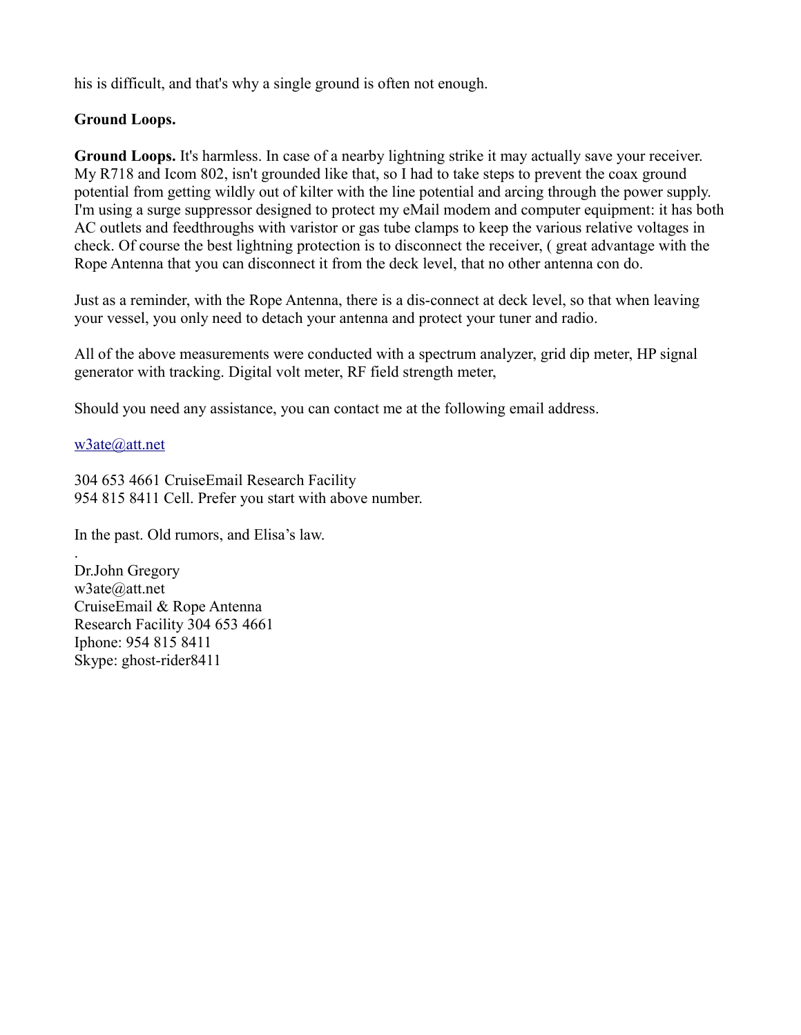his is difficult, and that's why a single ground is often not enough.

**Ground Loops.**

**Ground Loops.** It's harmless. In case of a nearby lightning strike it may actually save your receiver. My R718 and Icom 802, isn't grounded like that, so I had to take steps to prevent the coax ground potential from getting wildly out of kilter with the line potential and arcing through the power supply. I'm using a surge suppressor designed to protect my eMail modem and computer equipment: it has both AC outlets and feedthroughs with varistor or gas tube clamps to keep the various relative voltages in check. Of course the best lightning protection is to disconnect the receiver, ( great advantage with the Rope Antenna that you can disconnect it from the deck level, that no other antenna con do.

Just as a reminder, with the Rope Antenna, there is a dis-connect at deck level, so that when leaving your vessel, you only need to detach your antenna and protect your tuner and radio.

All of the above measurements were conducted with a spectrum analyzer, grid dip meter, HP signal generator with tracking. Digital volt meter, RF field strength meter,

Should you need any assistance, you can contact me at the following email address.

w3ate@att.net

304 653 4661 CruiseEmail Research Facility
954 815 8411 Cell. Prefer you start with above number.

In the past. Old rumors, and Elisa's law.

.
Dr.John Gregory
w3ate@att.net
CruiseEmail & Rope Antenna
Research Facility 304 653 4661
Iphone: 954 815 8411
Skype: ghost-rider8411